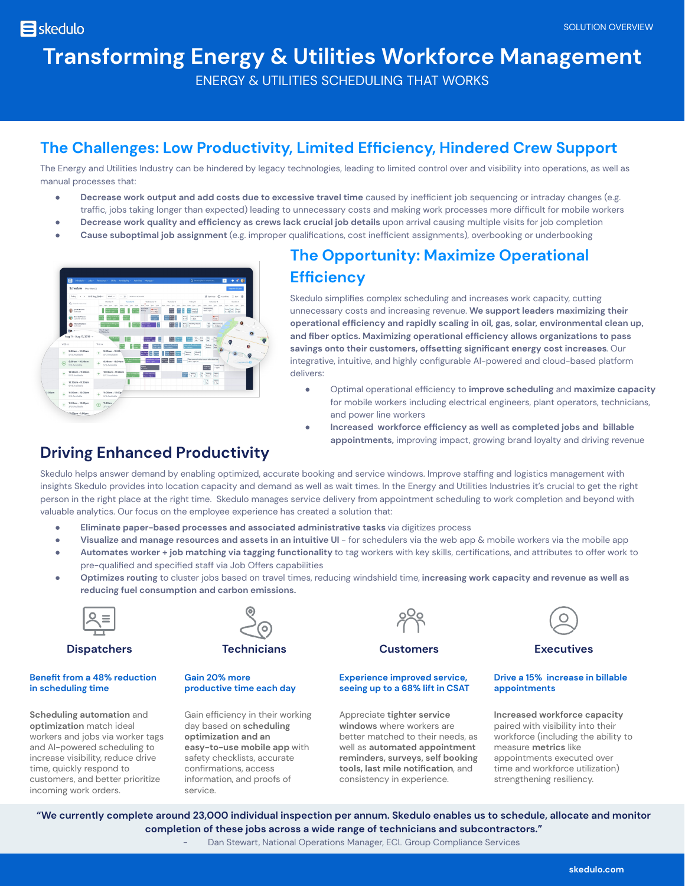skedulo

SOLUTION OVERVIEW

# Transforming Energy & Utilities Workforce Management

ENERGY & UTILITIES SCHEDULING THAT WORKS

## The Challenges: Low Productivity, Limited Efficiency, Hindered Crew Support

The Energy and Utilities Industry can be hindered by legacy technologies, leading to limited control over and visibility into operations, as well as manual processes that:

- **Decrease work output and add costs due to excessive travel time** caused by inefficient job sequencing or intraday changes (e.g. traffic, jobs taking longer than expected) leading to unnecessary costs and making work processes more difficult for mobile workers
- **Decrease work quality and efficiency as crews lack crucial job details** upon arrival causing multiple visits for job completion
- **Cause suboptimal job assignment** (e.g. improper qualifications, cost inefficient assignments), overbooking or underbooking

## The Opportunity: Maximize Operational Efficiency

Skedulo simplifies complex scheduling and increases work capacity, cutting unnecessary costs and increasing revenue. **We support leaders maximizing their operational efficiency and rapidly scaling in oil, gas, solar, environmental clean up, and fiber optics. Maximizing operational efficiency allows organizations to pass savings onto their customers, offsetting significant energy cost increases.** Our integrative, intuitive, and highly configurable AI-powered and cloud-based platform delivers:

- Optimal operational efficiency to **improve scheduling** and **maximize capacity** for mobile workers including electrical engineers, plant operators, technicians, and power line workers
- **Increased workforce efficiency as well as completed jobs and billable appointments,** improving impact, growing brand loyalty and driving revenue

## Driving Enhanced Productivity

Skedulo helps answer demand by enabling optimized, accurate booking and service windows. Improve staffing and logistics management with insights Skedulo provides into location capacity and demand as well as wait times. In the Energy and Utilities Industries it's crucial to get the right person in the right place at the right time. Skedulo manages service delivery from appointment scheduling to work completion and beyond with valuable analytics. Our focus on the employee experience has created a solution that:

- **Eliminate paper-based processes and associated administrative tasks** via digitizes process
- **Visualize and manage resources and assets in an intuitive UI** – for schedulers via the web app & mobile workers via the mobile app
- **Automates worker + job matching via tagging functionality** to tag workers with key skills, certifications, and attributes to offer work to pre-qualified and specified staff via Job Offers capabilities
- **Optimizes routing** to cluster jobs based on travel times, reducing windshield time, **increasing work capacity and revenue as well as reducing fuel consumption and carbon emissions.**

### Dispatchers

**Benefit from a 48% reduction in scheduling time**

**Scheduling automation** and **optimization** match ideal workers and jobs via worker tags and AI-powered scheduling to increase visibility, reduce drive time, quickly respond to customers, and better prioritize incoming work orders.

### Technicians

**Gain 20% more productive time each day**

Gain efficiency in their working day based on **scheduling optimization and an easy-to-use mobile app** with safety checklists, accurate confirmations, access information, and proofs of service.

### Customers

**Experience improved service, seeing up to a 68% lift in CSAT**

Appreciate **tighter service windows** where workers are better matched to their needs, as well as **automated appointment reminders, surveys, self booking tools, last mile notification**, and consistency in experience.

### Executives

**Drive a 15% increase in billable appointments**

**Increased workforce capacity** paired with visibility into their workforce (including the ability to measure **metrics** like appointments executed over time and workforce utilization) strengthening resiliency.

**"We currently complete around 23,000 individual inspection per annum. Skedulo enables us to schedule, allocate and monitor completion of these jobs across a wide range of technicians and subcontractors."**

– Dan Stewart, National Operations Manager, ECL Group Compliance Services

skedulo.com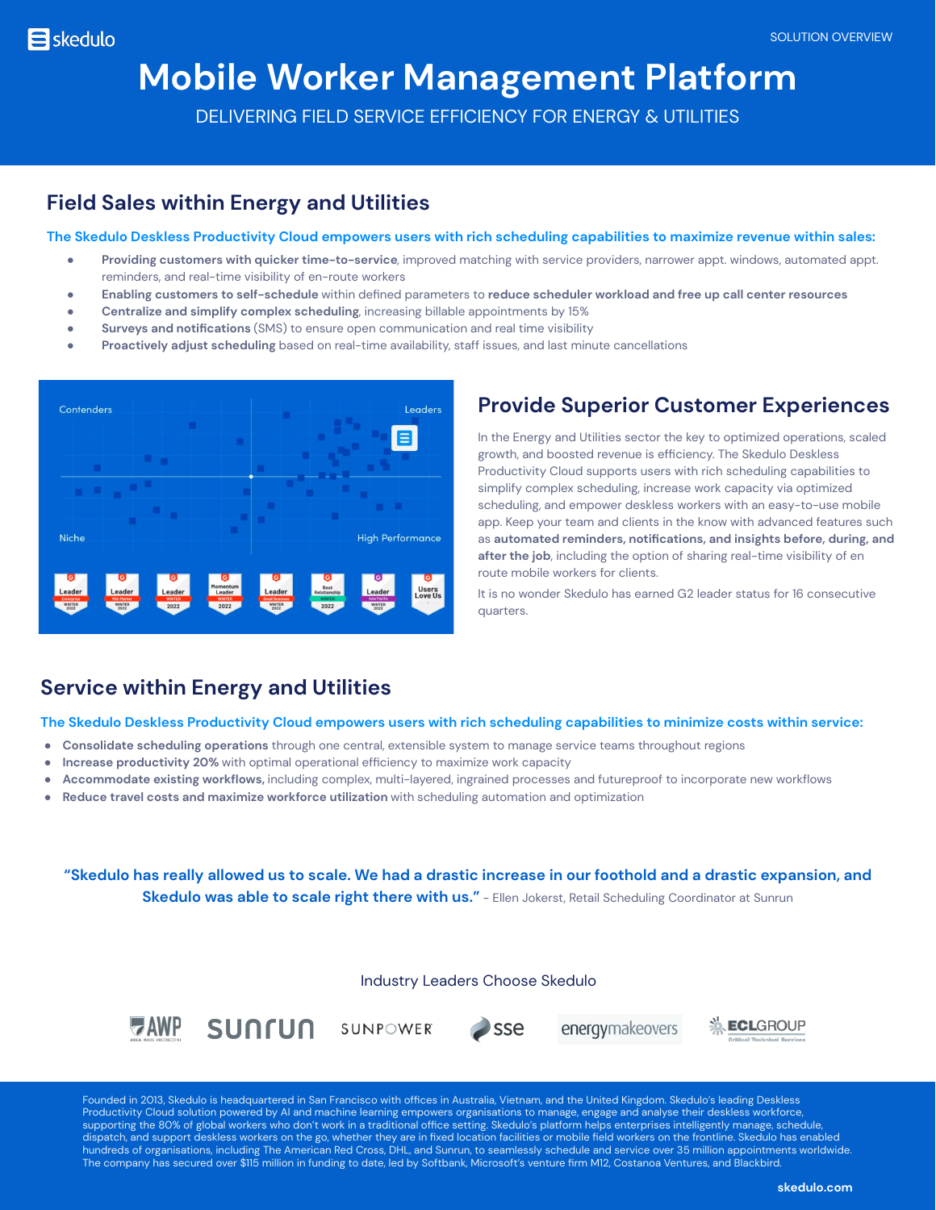SOLUTION OVERVIEW

# Mobile Worker Management Platform

DELIVERING FIELD SERVICE EFFICIENCY FOR ENERGY & UTILITIES

## Field Sales within Energy and Utilities

**The Skedulo Deskless Productivity Cloud empowers users with rich scheduling capabilities to maximize revenue within sales:**

- **Providing customers with quicker time-to-service**, improved matching with service providers, narrower appt. windows, automated appt. reminders, and real-time visibility of en-route workers
- **Enabling customers to self-schedule** within defined parameters to **reduce scheduler workload and free up call center resources**
- **Centralize and simplify complex scheduling**, increasing billable appointments by 15%
- **Surveys and notifications** (SMS) to ensure open communication and real time visibility
- **Proactively adjust scheduling** based on real-time availability, staff issues, and last minute cancellations

Contenders
Leaders
Niche
High Performance

## Provide Superior Customer Experiences

In the Energy and Utilities sector the key to optimized operations, scaled growth, and boosted revenue is efficiency. The Skedulo Deskless Productivity Cloud supports users with rich scheduling capabilities to simplify complex scheduling, increase work capacity via optimized scheduling, and empower deskless workers with an easy-to-use mobile app. Keep your team and clients in the know with advanced features such as **automated reminders, notifications, and insights before, during, and after the job**, including the option of sharing real-time visibility of en route mobile workers for clients.

It is no wonder Skedulo has earned G2 leader status for 16 consecutive quarters.

## Service within Energy and Utilities

**The Skedulo Deskless Productivity Cloud empowers users with rich scheduling capabilities to minimize costs within service:**

- **Consolidate scheduling operations** through one central, extensible system to manage service teams throughout regions
- **Increase productivity 20%** with optimal operational efficiency to maximize work capacity
- **Accommodate existing workflows,** including complex, multi-layered, ingrained processes and futureproof to incorporate new workflows
- **Reduce travel costs and maximize workforce utilization** with scheduling automation and optimization

**"Skedulo has really allowed us to scale. We had a drastic increase in our foothold and a drastic expansion, and Skedulo was able to scale right there with us."** - Ellen Jokerst, Retail Scheduling Coordinator at Sunrun

Industry Leaders Choose Skedulo

Founded in 2013, Skedulo is headquartered in San Francisco with offices in Australia, Vietnam, and the United Kingdom. Skedulo's leading Deskless Productivity Cloud solution powered by AI and machine learning empowers organisations to manage, engage and analyse their deskless workforce, supporting the 80% of global workers who don't work in a traditional office setting. Skedulo's platform helps enterprises intelligently manage, schedule, dispatch, and support deskless workers on the go, whether they are in fixed location facilities or mobile field workers on the frontline. Skedulo has enabled hundreds of organisations, including The American Red Cross, DHL, and Sunrun, to seamlessly schedule and service over 35 million appointments worldwide. The company has secured over $115 million in funding to date, led by Softbank, Microsoft's venture firm M12, Costanoa Ventures, and Blackbird.

skedulo.com